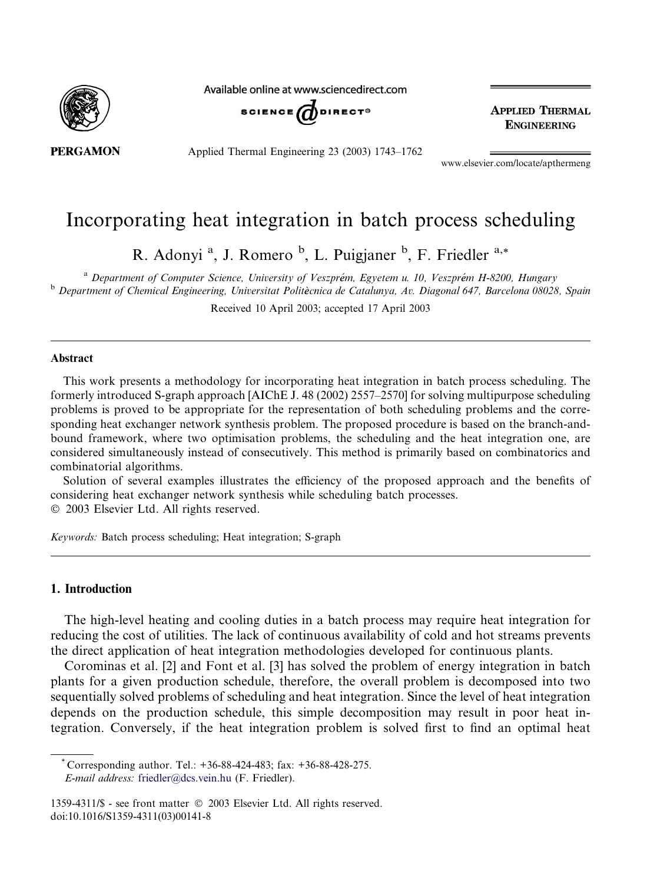# Incorporating heat integration in batch process scheduling

R. Adonyi [a], J. Romero [b], L. Puigjaner [b], F. Friedler [a,*]

[a] Department of Computer Science, University of Veszprém, Egyetem u. 10, Veszprém H-8200, Hungary

[b] Department of Chemical Engineering, Universitat Politècnica de Catalunya, Av. Diagonal 647, Barcelona 08028, Spain

Received 10 April 2003; accepted 17 April 2003

## Abstract

This work presents a methodology for incorporating heat integration in batch process scheduling. The formerly introduced S-graph approach [AIChE J. 48 (2002) 2557–2570] for solving multipurpose scheduling problems is proved to be appropriate for the representation of both scheduling problems and the corresponding heat exchanger network synthesis problem. The proposed procedure is based on the branch-and-bound framework, where two optimisation problems, the scheduling and the heat integration one, are considered simultaneously instead of consecutively. This method is primarily based on combinatorics and combinatorial algorithms.

Solution of several examples illustrates the efficiency of the proposed approach and the benefits of considering heat exchanger network synthesis while scheduling batch processes.

© 2003 Elsevier Ltd. All rights reserved.

*Keywords:* Batch process scheduling; Heat integration; S-graph

## 1. Introduction

The high-level heating and cooling duties in a batch process may require heat integration for reducing the cost of utilities. The lack of continuous availability of cold and hot streams prevents the direct application of heat integration methodologies developed for continuous plants.

Corominas et al. [2] and Font et al. [3] has solved the problem of energy integration in batch plants for a given production schedule, therefore, the overall problem is decomposed into two sequentially solved problems of scheduling and heat integration. Since the level of heat integration depends on the production schedule, this simple decomposition may result in poor heat integration. Conversely, if the heat integration problem is solved first to find an optimal heat

* Corresponding author. Tel.: +36-88-424-483; fax: +36-88-428-275.
*E-mail address:* friedler@dcs.vein.hu (F. Friedler).

1359-4311/$ - see front matter © 2003 Elsevier Ltd. All rights reserved.
doi:10.1016/S1359-4311(03)00141-8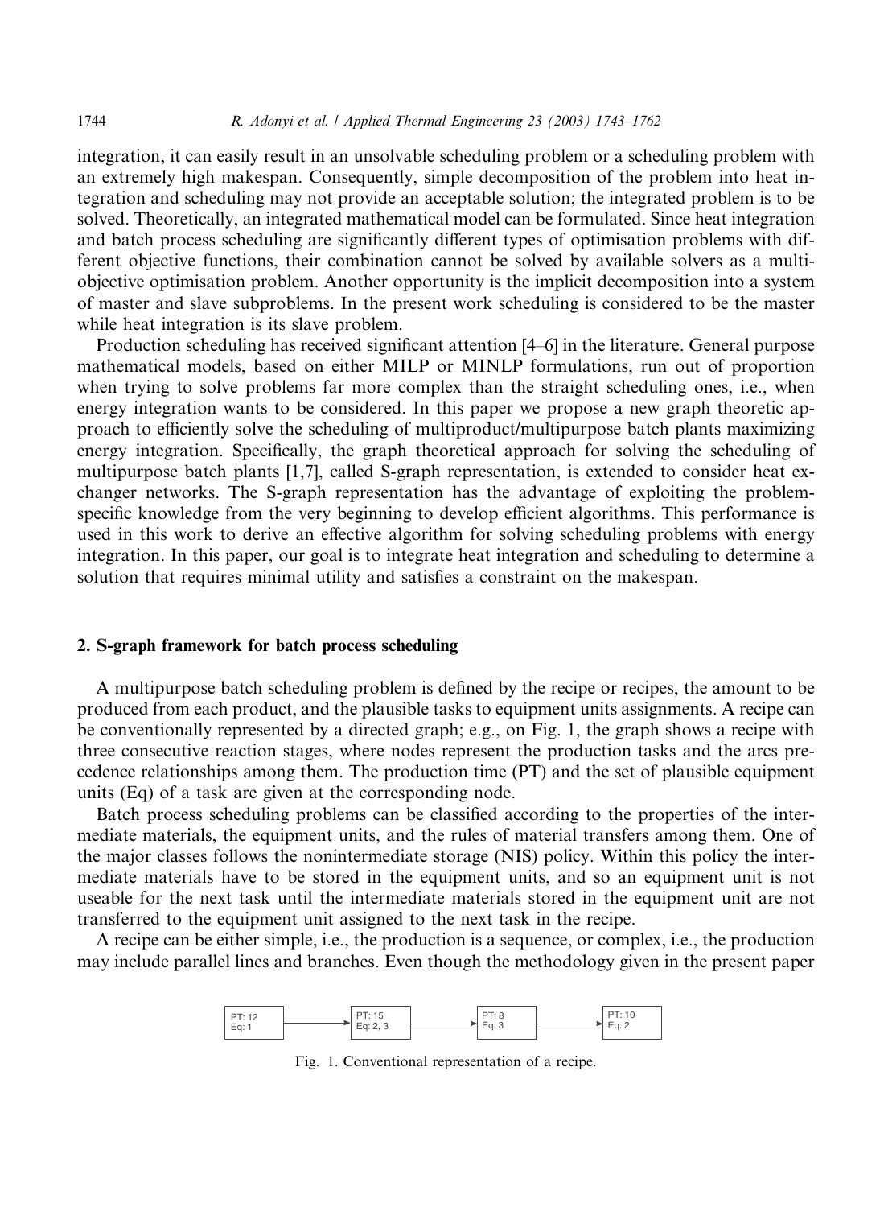integration, it can easily result in an unsolvable scheduling problem or a scheduling problem with an extremely high makespan. Consequently, simple decomposition of the problem into heat integration and scheduling may not provide an acceptable solution; the integrated problem is to be solved. Theoretically, an integrated mathematical model can be formulated. Since heat integration and batch process scheduling are significantly different types of optimisation problems with different objective functions, their combination cannot be solved by available solvers as a multi-objective optimisation problem. Another opportunity is the implicit decomposition into a system of master and slave subproblems. In the present work scheduling is considered to be the master while heat integration is its slave problem.

Production scheduling has received significant attention [4–6] in the literature. General purpose mathematical models, based on either MILP or MINLP formulations, run out of proportion when trying to solve problems far more complex than the straight scheduling ones, i.e., when energy integration wants to be considered. In this paper we propose a new graph theoretic approach to efficiently solve the scheduling of multiproduct/multipurpose batch plants maximizing energy integration. Specifically, the graph theoretical approach for solving the scheduling of multipurpose batch plants [1,7], called S-graph representation, is extended to consider heat exchanger networks. The S-graph representation has the advantage of exploiting the problem-specific knowledge from the very beginning to develop efficient algorithms. This performance is used in this work to derive an effective algorithm for solving scheduling problems with energy integration. In this paper, our goal is to integrate heat integration and scheduling to determine a solution that requires minimal utility and satisfies a constraint on the makespan.

## 2. S-graph framework for batch process scheduling

A multipurpose batch scheduling problem is defined by the recipe or recipes, the amount to be produced from each product, and the plausible tasks to equipment units assignments. A recipe can be conventionally represented by a directed graph; e.g., on Fig. 1, the graph shows a recipe with three consecutive reaction stages, where nodes represent the production tasks and the arcs precedence relationships among them. The production time (PT) and the set of plausible equipment units (Eq) of a task are given at the corresponding node.

Batch process scheduling problems can be classified according to the properties of the intermediate materials, the equipment units, and the rules of material transfers among them. One of the major classes follows the nonintermediate storage (NIS) policy. Within this policy the intermediate materials have to be stored in the equipment units, and so an equipment unit is not useable for the next task until the intermediate materials stored in the equipment unit are not transferred to the equipment unit assigned to the next task in the recipe.

A recipe can be either simple, i.e., the production is a sequence, or complex, i.e., the production may include parallel lines and branches. Even though the methodology given in the present paper

PT: 12, Eq: 1 → PT: 15, Eq: 2, 3 → PT: 8, Eq: 3 → PT: 10, Eq: 2

Fig. 1. Conventional representation of a recipe.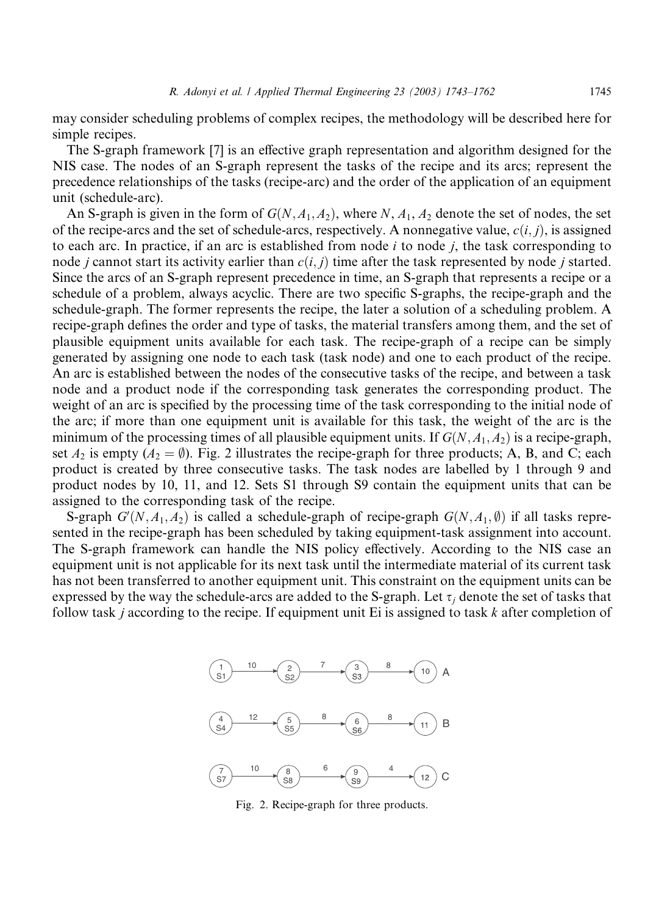may consider scheduling problems of complex recipes, the methodology will be described here for simple recipes.

The S-graph framework [7] is an effective graph representation and algorithm designed for the NIS case. The nodes of an S-graph represent the tasks of the recipe and its arcs; represent the precedence relationships of the tasks (recipe-arc) and the order of the application of an equipment unit (schedule-arc).

An S-graph is given in the form of $G(N, A_1, A_2)$, where $N$, $A_1$, $A_2$ denote the set of nodes, the set of the recipe-arcs and the set of schedule-arcs, respectively. A nonnegative value, $c(i, j)$, is assigned to each arc. In practice, if an arc is established from node $i$ to node $j$, the task corresponding to node $j$ cannot start its activity earlier than $c(i, j)$ time after the task represented by node $j$ started. Since the arcs of an S-graph represent precedence in time, an S-graph that represents a recipe or a schedule of a problem, always acyclic. There are two specific S-graphs, the recipe-graph and the schedule-graph. The former represents the recipe, the later a solution of a scheduling problem. A recipe-graph defines the order and type of tasks, the material transfers among them, and the set of plausible equipment units available for each task. The recipe-graph of a recipe can be simply generated by assigning one node to each task (task node) and one to each product of the recipe. An arc is established between the nodes of the consecutive tasks of the recipe, and between a task node and a product node if the corresponding task generates the corresponding product. The weight of an arc is specified by the processing time of the task corresponding to the initial node of the arc; if more than one equipment unit is available for this task, the weight of the arc is the minimum of the processing times of all plausible equipment units. If $G(N, A_1, A_2)$ is a recipe-graph, set $A_2$ is empty ($A_2 = \emptyset$). Fig. 2 illustrates the recipe-graph for three products; A, B, and C; each product is created by three consecutive tasks. The task nodes are labelled by 1 through 9 and product nodes by 10, 11, and 12. Sets S1 through S9 contain the equipment units that can be assigned to the corresponding task of the recipe.

S-graph $G'(N, A_1, A_2)$ is called a schedule-graph of recipe-graph $G(N, A_1, \emptyset)$ if all tasks represented in the recipe-graph has been scheduled by taking equipment-task assignment into account. The S-graph framework can handle the NIS policy effectively. According to the NIS case an equipment unit is not applicable for its next task until the intermediate material of its current task has not been transferred to another equipment unit. This constraint on the equipment units can be expressed by the way the schedule-arcs are added to the S-graph. Let $\tau_j$ denote the set of tasks that follow task $j$ according to the recipe. If equipment unit Ei is assigned to task $k$ after completion of

Fig. 2. Recipe-graph for three products.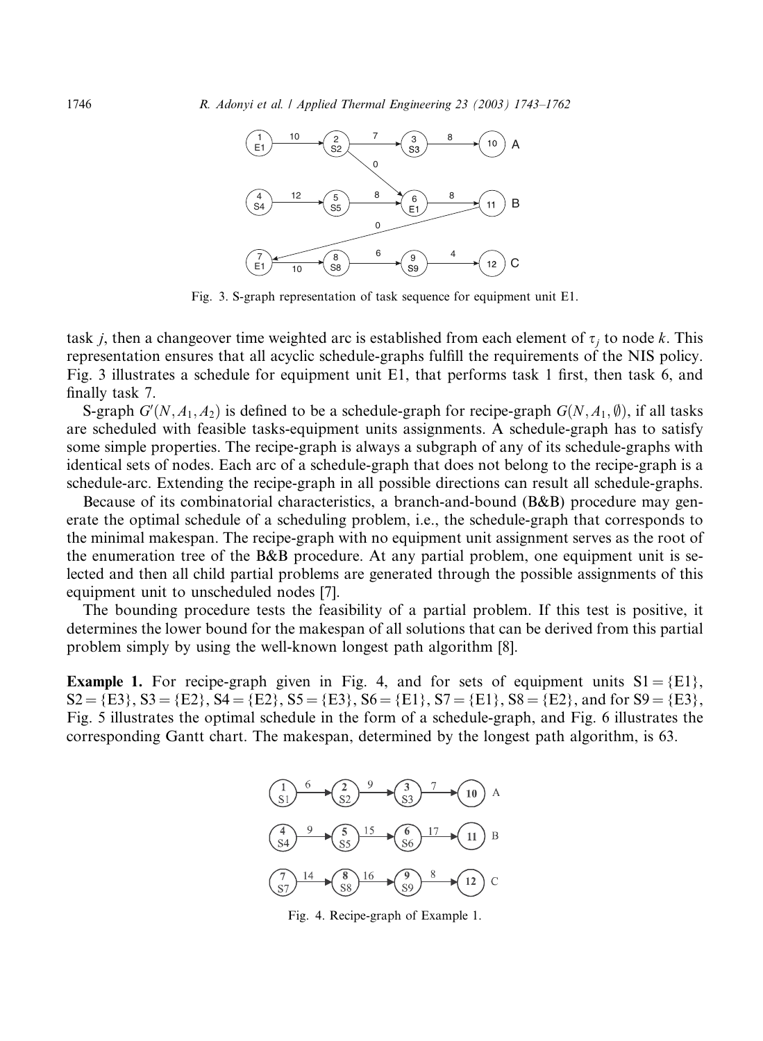Fig. 3. S-graph representation of task sequence for equipment unit E1.

task $j$, then a changeover time weighted arc is established from each element of $\tau_j$ to node $k$. This representation ensures that all acyclic schedule-graphs fulfill the requirements of the NIS policy. Fig. 3 illustrates a schedule for equipment unit E1, that performs task 1 first, then task 6, and finally task 7.

S-graph $G'(N, A_1, A_2)$ is defined to be a schedule-graph for recipe-graph $G(N, A_1, \emptyset)$, if all tasks are scheduled with feasible tasks-equipment units assignments. A schedule-graph has to satisfy some simple properties. The recipe-graph is always a subgraph of any of its schedule-graphs with identical sets of nodes. Each arc of a schedule-graph that does not belong to the recipe-graph is a schedule-arc. Extending the recipe-graph in all possible directions can result all schedule-graphs.

Because of its combinatorial characteristics, a branch-and-bound (B&B) procedure may generate the optimal schedule of a scheduling problem, i.e., the schedule-graph that corresponds to the minimal makespan. The recipe-graph with no equipment unit assignment serves as the root of the enumeration tree of the B&B procedure. At any partial problem, one equipment unit is selected and then all child partial problems are generated through the possible assignments of this equipment unit to unscheduled nodes [7].

The bounding procedure tests the feasibility of a partial problem. If this test is positive, it determines the lower bound for the makespan of all solutions that can be derived from this partial problem simply by using the well-known longest path algorithm [8].

**Example 1.** For recipe-graph given in Fig. 4, and for sets of equipment units S1 = {E1}, S2 = {E3}, S3 = {E2}, S4 = {E2}, S5 = {E3}, S6 = {E1}, S7 = {E1}, S8 = {E2}, and for S9 = {E3}, Fig. 5 illustrates the optimal schedule in the form of a schedule-graph, and Fig. 6 illustrates the corresponding Gantt chart. The makespan, determined by the longest path algorithm, is 63.

Fig. 4. Recipe-graph of Example 1.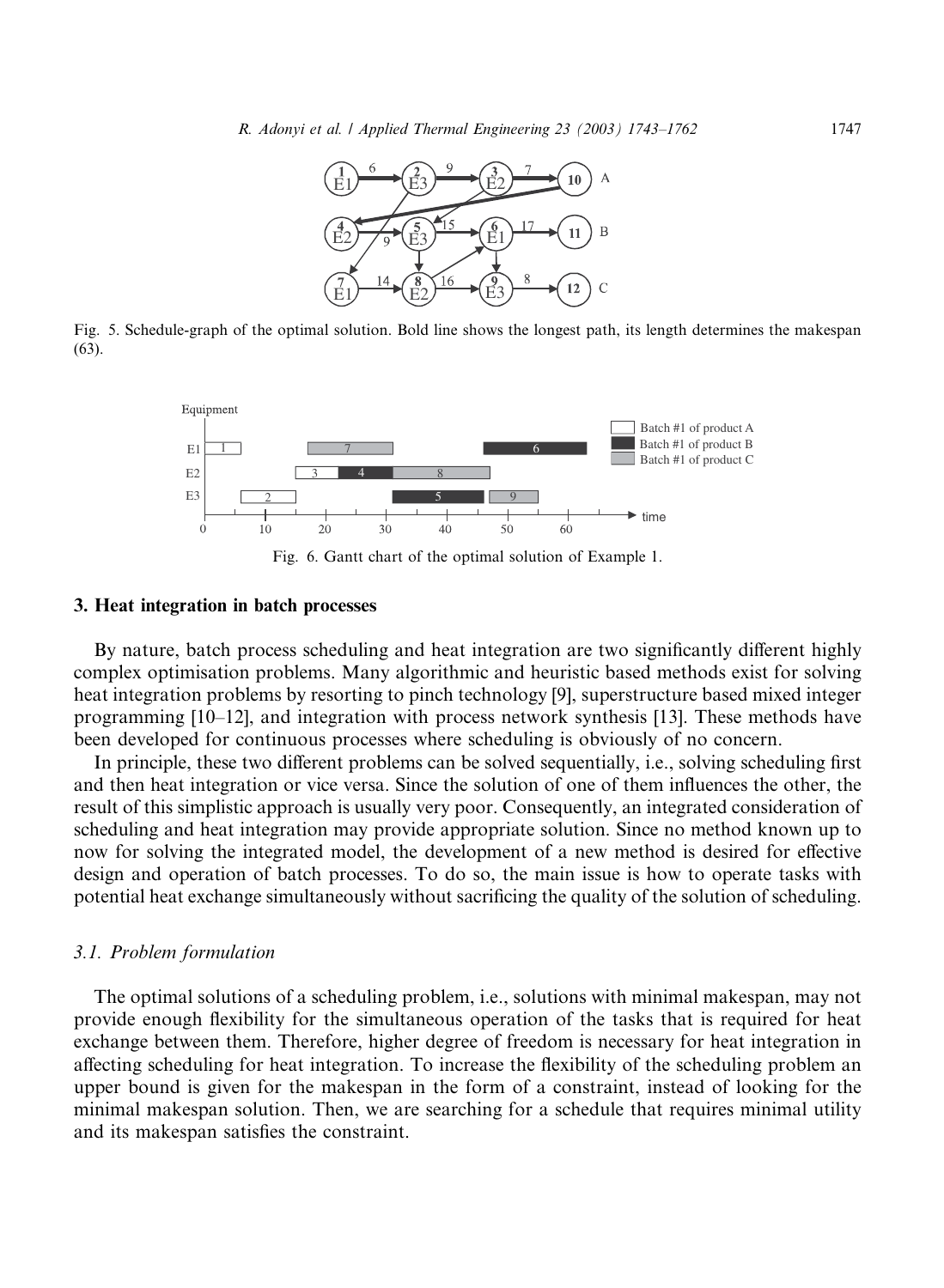Fig. 5. Schedule-graph of the optimal solution. Bold line shows the longest path, its length determines the makespan (63).

Fig. 6. Gantt chart of the optimal solution of Example 1.

## 3. Heat integration in batch processes

By nature, batch process scheduling and heat integration are two significantly different highly complex optimisation problems. Many algorithmic and heuristic based methods exist for solving heat integration problems by resorting to pinch technology [9], superstructure based mixed integer programming [10–12], and integration with process network synthesis [13]. These methods have been developed for continuous processes where scheduling is obviously of no concern.

In principle, these two different problems can be solved sequentially, i.e., solving scheduling first and then heat integration or vice versa. Since the solution of one of them influences the other, the result of this simplistic approach is usually very poor. Consequently, an integrated consideration of scheduling and heat integration may provide appropriate solution. Since no method known up to now for solving the integrated model, the development of a new method is desired for effective design and operation of batch processes. To do so, the main issue is how to operate tasks with potential heat exchange simultaneously without sacrificing the quality of the solution of scheduling.

### *3.1. Problem formulation*

The optimal solutions of a scheduling problem, i.e., solutions with minimal makespan, may not provide enough flexibility for the simultaneous operation of the tasks that is required for heat exchange between them. Therefore, higher degree of freedom is necessary for heat integration in affecting scheduling for heat integration. To increase the flexibility of the scheduling problem an upper bound is given for the makespan in the form of a constraint, instead of looking for the minimal makespan solution. Then, we are searching for a schedule that requires minimal utility and its makespan satisfies the constraint.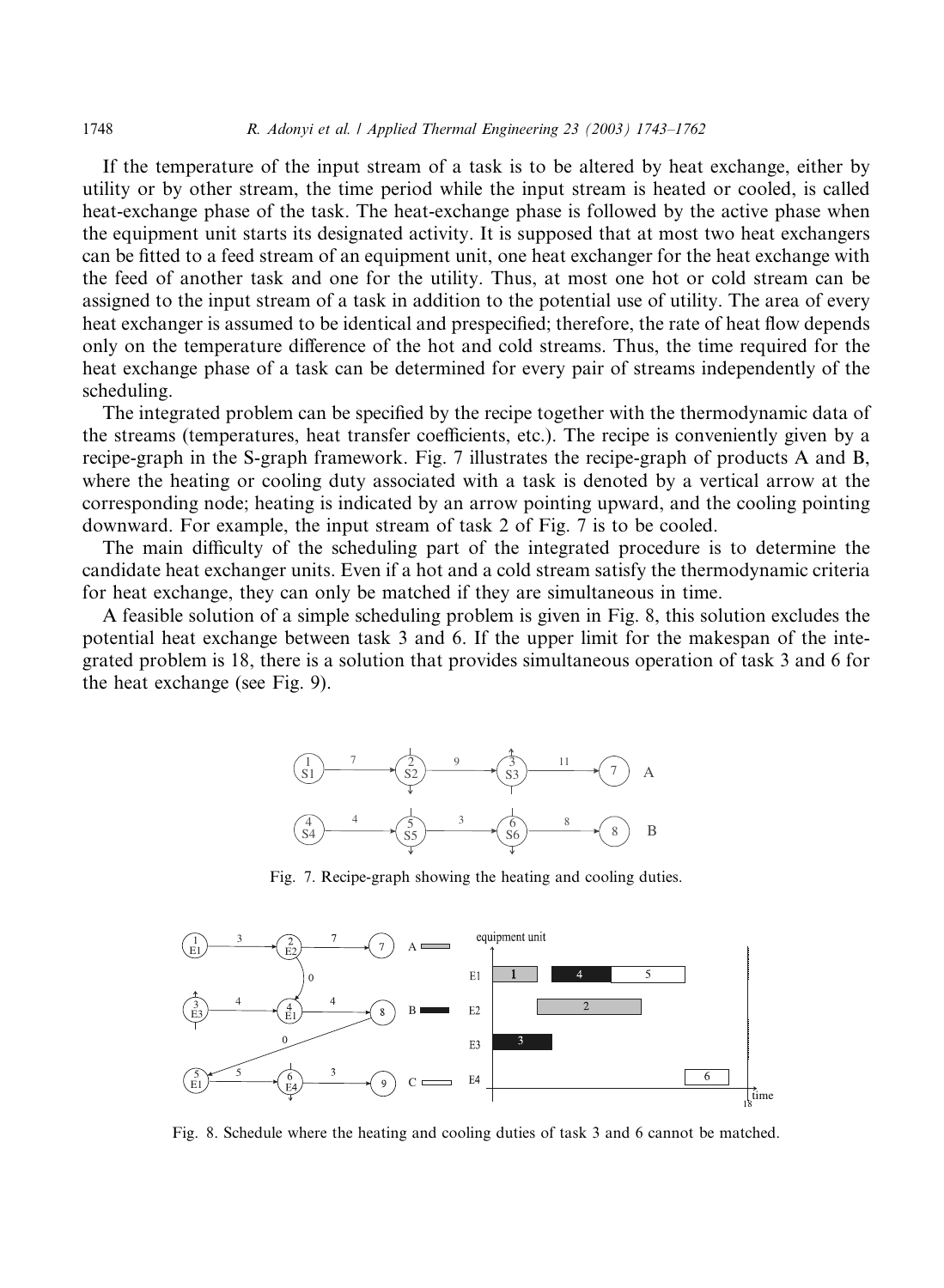If the temperature of the input stream of a task is to be altered by heat exchange, either by utility or by other stream, the time period while the input stream is heated or cooled, is called heat-exchange phase of the task. The heat-exchange phase is followed by the active phase when the equipment unit starts its designated activity. It is supposed that at most two heat exchangers can be fitted to a feed stream of an equipment unit, one heat exchanger for the heat exchange with the feed of another task and one for the utility. Thus, at most one hot or cold stream can be assigned to the input stream of a task in addition to the potential use of utility. The area of every heat exchanger is assumed to be identical and prespecified; therefore, the rate of heat flow depends only on the temperature difference of the hot and cold streams. Thus, the time required for the heat exchange phase of a task can be determined for every pair of streams independently of the scheduling.

The integrated problem can be specified by the recipe together with the thermodynamic data of the streams (temperatures, heat transfer coefficients, etc.). The recipe is conveniently given by a recipe-graph in the S-graph framework. Fig. 7 illustrates the recipe-graph of products A and B, where the heating or cooling duty associated with a task is denoted by a vertical arrow at the corresponding node; heating is indicated by an arrow pointing upward, and the cooling pointing downward. For example, the input stream of task 2 of Fig. 7 is to be cooled.

The main difficulty of the scheduling part of the integrated procedure is to determine the candidate heat exchanger units. Even if a hot and a cold stream satisfy the thermodynamic criteria for heat exchange, they can only be matched if they are simultaneous in time.

A feasible solution of a simple scheduling problem is given in Fig. 8, this solution excludes the potential heat exchange between task 3 and 6. If the upper limit for the makespan of the integrated problem is 18, there is a solution that provides simultaneous operation of task 3 and 6 for the heat exchange (see Fig. 9).

Fig. 7. Recipe-graph showing the heating and cooling duties.

Fig. 8. Schedule where the heating and cooling duties of task 3 and 6 cannot be matched.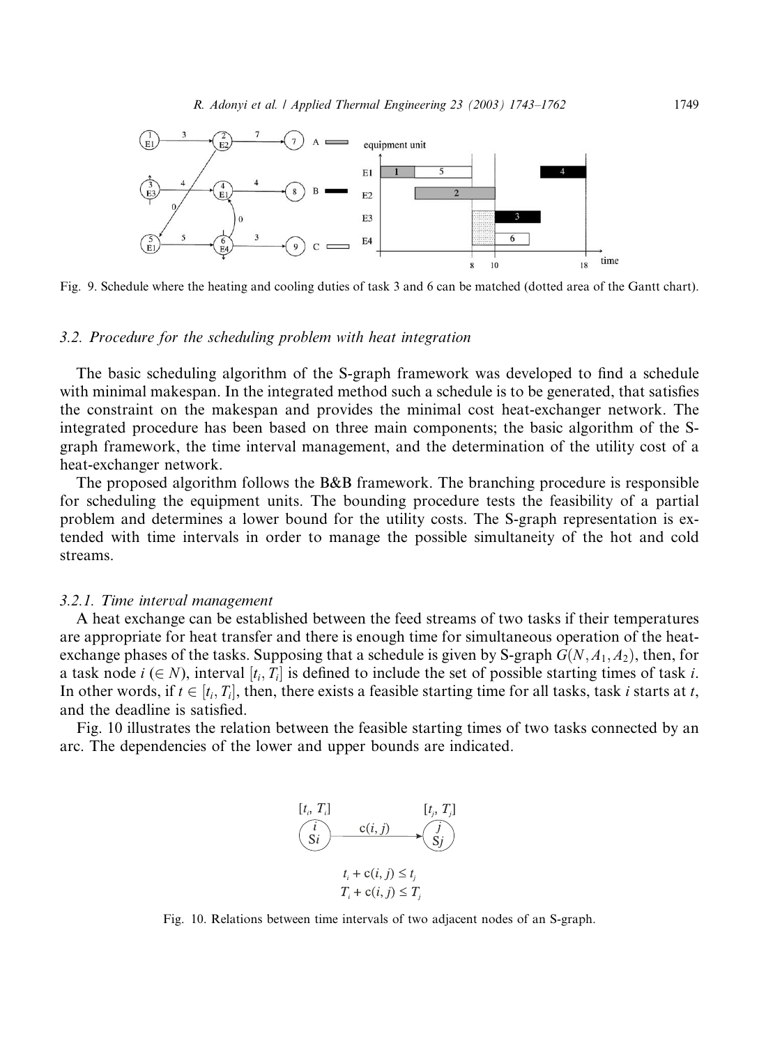Fig. 9. Schedule where the heating and cooling duties of task 3 and 6 can be matched (dotted area of the Gantt chart).

### 3.2. Procedure for the scheduling problem with heat integration

The basic scheduling algorithm of the S-graph framework was developed to find a schedule with minimal makespan. In the integrated method such a schedule is to be generated, that satisfies the constraint on the makespan and provides the minimal cost heat-exchanger network. The integrated procedure has been based on three main components; the basic algorithm of the S-graph framework, the time interval management, and the determination of the utility cost of a heat-exchanger network.

The proposed algorithm follows the B&B framework. The branching procedure is responsible for scheduling the equipment units. The bounding procedure tests the feasibility of a partial problem and determines a lower bound for the utility costs. The S-graph representation is extended with time intervals in order to manage the possible simultaneity of the hot and cold streams.

#### 3.2.1. Time interval management

A heat exchange can be established between the feed streams of two tasks if their temperatures are appropriate for heat transfer and there is enough time for simultaneous operation of the heat-exchange phases of the tasks. Supposing that a schedule is given by S-graph $G(N, A_1, A_2)$, then, for a task node $i$ ($\in N$), interval $[t_i, T_i]$ is defined to include the set of possible starting times of task $i$. In other words, if $t \in [t_i, T_i]$, then, there exists a feasible starting time for all tasks, task $i$ starts at $t$, and the deadline is satisfied.

Fig. 10 illustrates the relation between the feasible starting times of two tasks connected by an arc. The dependencies of the lower and upper bounds are indicated.

$$t_i + c(i, j) \leq t_j$$
$$T_i + c(i, j) \leq T_j$$

Fig. 10. Relations between time intervals of two adjacent nodes of an S-graph.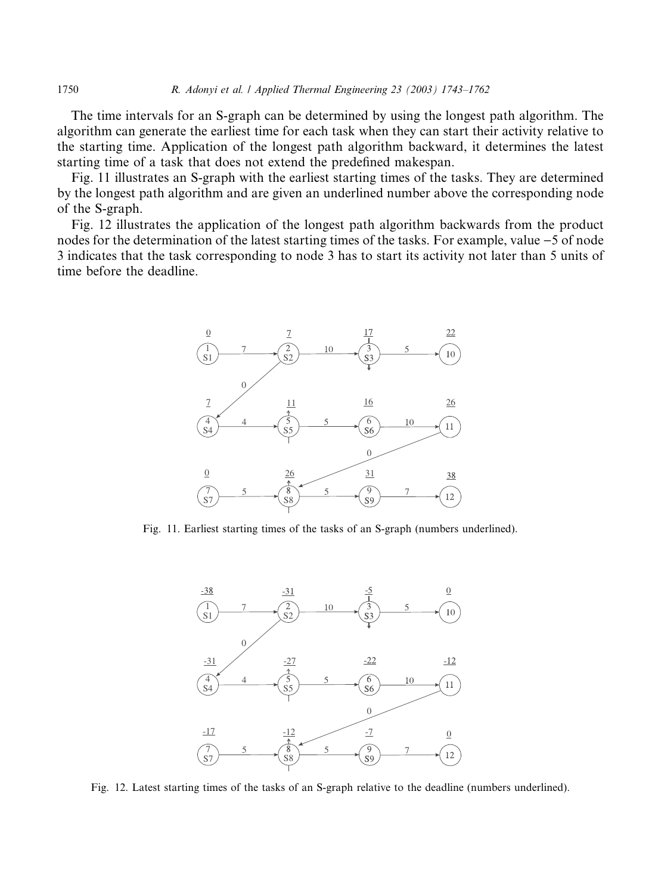The time intervals for an S-graph can be determined by using the longest path algorithm. The algorithm can generate the earliest time for each task when they can start their activity relative to the starting time. Application of the longest path algorithm backward, it determines the latest starting time of a task that does not extend the predefined makespan.

Fig. 11 illustrates an S-graph with the earliest starting times of the tasks. They are determined by the longest path algorithm and are given an underlined number above the corresponding node of the S-graph.

Fig. 12 illustrates the application of the longest path algorithm backwards from the product nodes for the determination of the latest starting times of the tasks. For example, value −5 of node 3 indicates that the task corresponding to node 3 has to start its activity not later than 5 units of time before the deadline.

Fig. 11. Earliest starting times of the tasks of an S-graph (numbers underlined).

Fig. 12. Latest starting times of the tasks of an S-graph relative to the deadline (numbers underlined).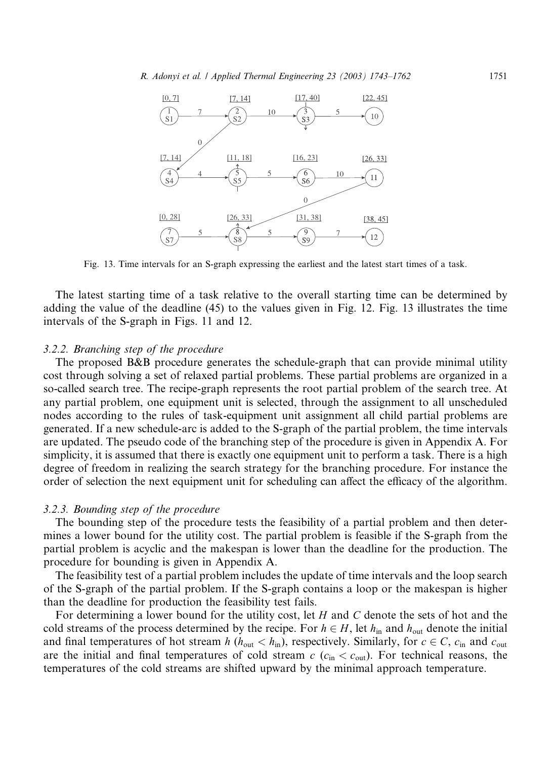[0, 7]
1
S1
7
[7, 14]
2
S2
10
[17, 40]
3
S3
5
[22, 45]
10
0
[7, 14]
4
S4
4
[11, 18]
5
S5
5
[16, 23]
6
S6
10
[26, 33]
11
0
[0, 28]
7
S7
5
[26, 33]
8
S8
5
[31, 38]
9
S9
7
[38, 45]
12

Fig. 13. Time intervals for an S-graph expressing the earliest and the latest start times of a task.

The latest starting time of a task relative to the overall starting time can be determined by adding the value of the deadline (45) to the values given in Fig. 12. Fig. 13 illustrates the time intervals of the S-graph in Figs. 11 and 12.

### 3.2.2. Branching step of the procedure

The proposed B&B procedure generates the schedule-graph that can provide minimal utility cost through solving a set of relaxed partial problems. These partial problems are organized in a so-called search tree. The recipe-graph represents the root partial problem of the search tree. At any partial problem, one equipment unit is selected, through the assignment to all unscheduled nodes according to the rules of task-equipment unit assignment all child partial problems are generated. If a new schedule-arc is added to the S-graph of the partial problem, the time intervals are updated. The pseudo code of the branching step of the procedure is given in Appendix A. For simplicity, it is assumed that there is exactly one equipment unit to perform a task. There is a high degree of freedom in realizing the search strategy for the branching procedure. For instance the order of selection the next equipment unit for scheduling can affect the efficacy of the algorithm.

### 3.2.3. Bounding step of the procedure

The bounding step of the procedure tests the feasibility of a partial problem and then determines a lower bound for the utility cost. The partial problem is feasible if the S-graph from the partial problem is acyclic and the makespan is lower than the deadline for the production. The procedure for bounding is given in Appendix A.

The feasibility test of a partial problem includes the update of time intervals and the loop search of the S-graph of the partial problem. If the S-graph contains a loop or the makespan is higher than the deadline for production the feasibility test fails.

For determining a lower bound for the utility cost, let $H$ and $C$ denote the sets of hot and the cold streams of the process determined by the recipe. For $h \in H$, let $h_{\text{in}}$ and $h_{\text{out}}$ denote the initial and final temperatures of hot stream $h$ ($h_{\text{out}} < h_{\text{in}}$), respectively. Similarly, for $c \in C$, $c_{\text{in}}$ and $c_{\text{out}}$ are the initial and final temperatures of cold stream $c$ ($c_{\text{in}} < c_{\text{out}}$). For technical reasons, the temperatures of the cold streams are shifted upward by the minimal approach temperature.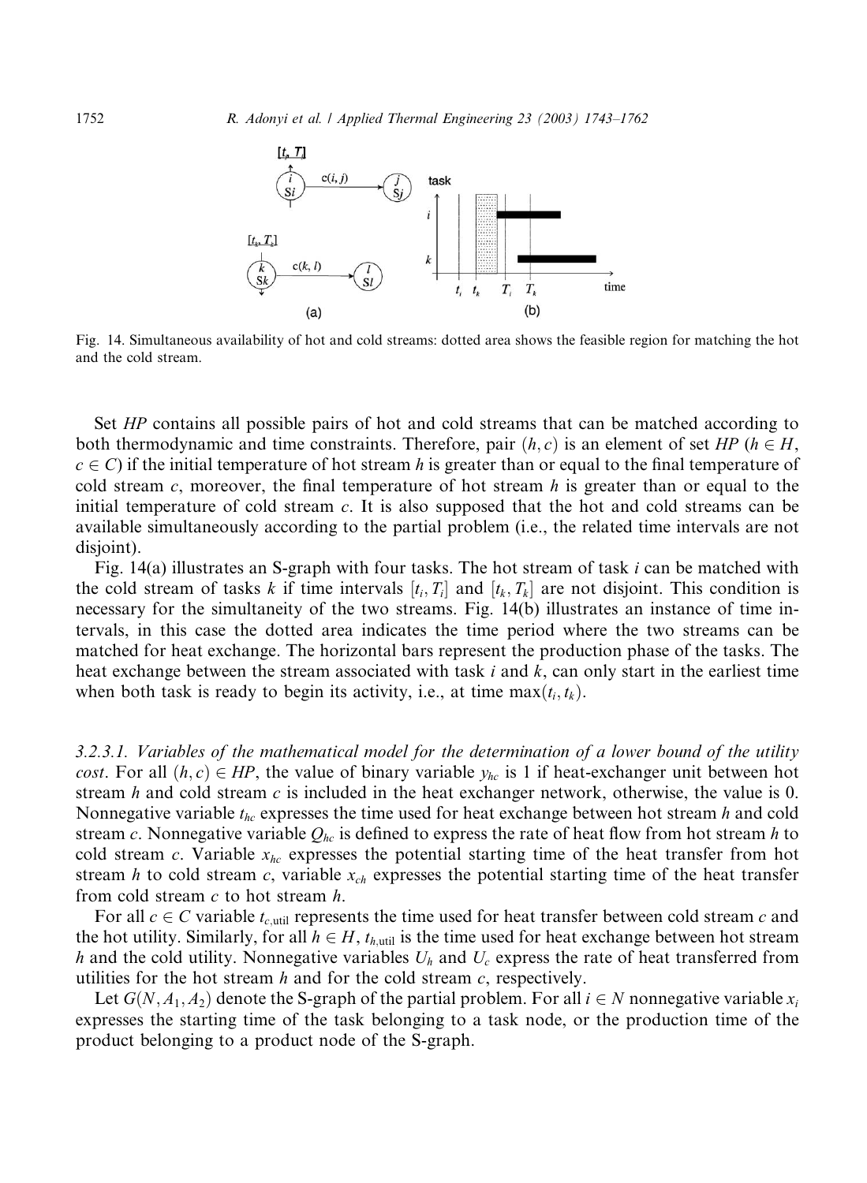Fig. 14. Simultaneous availability of hot and cold streams: dotted area shows the feasible region for matching the hot and the cold stream.

Set *HP* contains all possible pairs of hot and cold streams that can be matched according to both thermodynamic and time constraints. Therefore, pair $(h, c)$ is an element of set *HP* ($h \in H$, $c \in C$) if the initial temperature of hot stream $h$ is greater than or equal to the final temperature of cold stream $c$, moreover, the final temperature of hot stream $h$ is greater than or equal to the initial temperature of cold stream $c$. It is also supposed that the hot and cold streams can be available simultaneously according to the partial problem (i.e., the related time intervals are not disjoint).

Fig. 14(a) illustrates an S-graph with four tasks. The hot stream of task $i$ can be matched with the cold stream of tasks $k$ if time intervals $[t_i, T_i]$ and $[t_k, T_k]$ are not disjoint. This condition is necessary for the simultaneity of the two streams. Fig. 14(b) illustrates an instance of time intervals, in this case the dotted area indicates the time period where the two streams can be matched for heat exchange. The horizontal bars represent the production phase of the tasks. The heat exchange between the stream associated with task $i$ and $k$, can only start in the earliest time when both task is ready to begin its activity, i.e., at time $\max(t_i, t_k)$.

*3.2.3.1. Variables of the mathematical model for the determination of a lower bound of the utility cost*. For all $(h, c) \in HP$, the value of binary variable $y_{hc}$ is 1 if heat-exchanger unit between hot stream $h$ and cold stream $c$ is included in the heat exchanger network, otherwise, the value is 0. Nonnegative variable $t_{hc}$ expresses the time used for heat exchange between hot stream $h$ and cold stream $c$. Nonnegative variable $Q_{hc}$ is defined to express the rate of heat flow from hot stream $h$ to cold stream $c$. Variable $x_{hc}$ expresses the potential starting time of the heat transfer from hot stream $h$ to cold stream $c$, variable $x_{ch}$ expresses the potential starting time of the heat transfer from cold stream $c$ to hot stream $h$.

For all $c \in C$ variable $t_{c,\text{util}}$ represents the time used for heat transfer between cold stream $c$ and the hot utility. Similarly, for all $h \in H$, $t_{h,\text{util}}$ is the time used for heat exchange between hot stream $h$ and the cold utility. Nonnegative variables $U_h$ and $U_c$ express the rate of heat transferred from utilities for the hot stream $h$ and for the cold stream $c$, respectively.

Let $G(N, A_1, A_2)$ denote the S-graph of the partial problem. For all $i \in N$ nonnegative variable $x_i$ expresses the starting time of the task belonging to a task node, or the production time of the product belonging to a product node of the S-graph.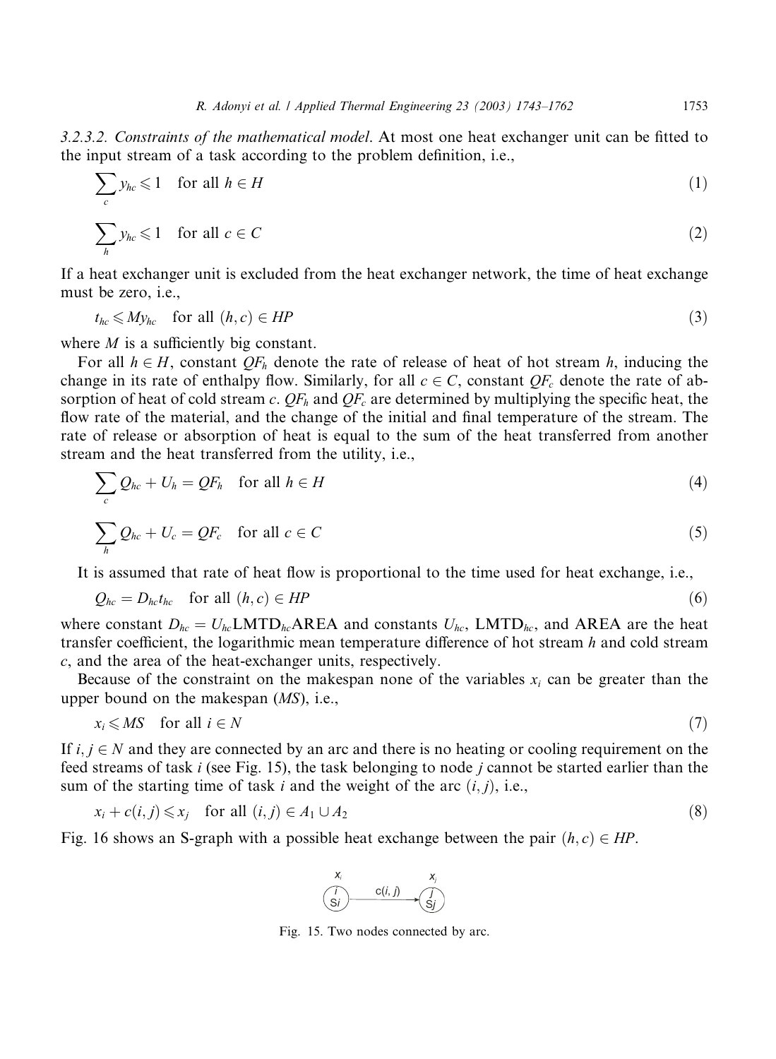*3.2.3.2. Constraints of the mathematical model*. At most one heat exchanger unit can be fitted to the input stream of a task according to the problem definition, i.e.,

$$\sum_{c} y_{hc} \leqslant 1 \quad \text{for all } h \in H \tag{1}$$

$$\sum_{h} y_{hc} \leqslant 1 \quad \text{for all } c \in C \tag{2}$$

If a heat exchanger unit is excluded from the heat exchanger network, the time of heat exchange must be zero, i.e.,

$$t_{hc} \leqslant M y_{hc} \quad \text{for all } (h,c) \in HP \tag{3}$$

where $M$ is a sufficiently big constant.

For all $h \in H$, constant $QF_h$ denote the rate of release of heat of hot stream $h$, inducing the change in its rate of enthalpy flow. Similarly, for all $c \in C$, constant $QF_c$ denote the rate of absorption of heat of cold stream $c$. $QF_h$ and $QF_c$ are determined by multiplying the specific heat, the flow rate of the material, and the change of the initial and final temperature of the stream. The rate of release or absorption of heat is equal to the sum of the heat transferred from another stream and the heat transferred from the utility, i.e.,

$$\sum_{c} Q_{hc} + U_h = QF_h \quad \text{for all } h \in H \tag{4}$$

$$\sum_{h} Q_{hc} + U_c = QF_c \quad \text{for all } c \in C \tag{5}$$

It is assumed that rate of heat flow is proportional to the time used for heat exchange, i.e.,

$$Q_{hc} = D_{hc} t_{hc} \quad \text{for all } (h,c) \in HP \tag{6}$$

where constant $D_{hc} = U_{hc}\mathrm{LMTD}_{hc}\mathrm{AREA}$ and constants $U_{hc}$, $\mathrm{LMTD}_{hc}$, and AREA are the heat transfer coefficient, the logarithmic mean temperature difference of hot stream $h$ and cold stream $c$, and the area of the heat-exchanger units, respectively.

Because of the constraint on the makespan none of the variables $x_i$ can be greater than the upper bound on the makespan ($MS$), i.e.,

$$x_i \leqslant MS \quad \text{for all } i \in N \tag{7}$$

If $i, j \in N$ and they are connected by an arc and there is no heating or cooling requirement on the feed streams of task $i$ (see Fig. 15), the task belonging to node $j$ cannot be started earlier than the sum of the starting time of task $i$ and the weight of the arc $(i, j)$, i.e.,

$$x_i + c(i,j) \leqslant x_j \quad \text{for all } (i,j) \in A_1 \cup A_2 \tag{8}$$

Fig. 16 shows an S-graph with a possible heat exchange between the pair $(h, c) \in HP$.

Fig. 15. Two nodes connected by arc.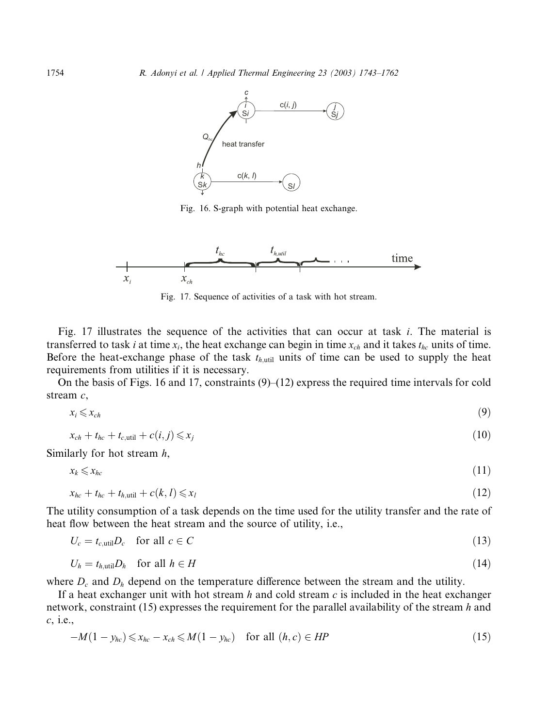Fig. 16. S-graph with potential heat exchange.

Fig. 17. Sequence of activities of a task with hot stream.

Fig. 17 illustrates the sequence of the activities that can occur at task $i$. The material is transferred to task $i$ at time $x_i$, the heat exchange can begin in time $x_{ch}$ and it takes $t_{hc}$ units of time. Before the heat-exchange phase of the task $t_{h,\text{util}}$ units of time can be used to supply the heat requirements from utilities if it is necessary.

On the basis of Figs. 16 and 17, constraints (9)–(12) express the required time intervals for cold stream $c$,

$$x_i \leqslant x_{ch} \tag{9}$$

$$x_{ch} + t_{hc} + t_{c,\text{util}} + c(i,j) \leqslant x_j \tag{10}$$

Similarly for hot stream $h$,

$$x_k \leqslant x_{hc} \tag{11}$$

$$x_{hc} + t_{hc} + t_{h,\text{util}} + c(k,l) \leqslant x_l \tag{12}$$

The utility consumption of a task depends on the time used for the utility transfer and the rate of heat flow between the heat stream and the source of utility, i.e.,

$$U_c = t_{c,\text{util}} D_c \quad \text{for all } c \in C \tag{13}$$

$$U_h = t_{h,\text{util}} D_h \quad \text{for all } h \in H \tag{14}$$

where $D_c$ and $D_h$ depend on the temperature difference between the stream and the utility.

If a heat exchanger unit with hot stream $h$ and cold stream $c$ is included in the heat exchanger network, constraint (15) expresses the requirement for the parallel availability of the stream $h$ and $c$, i.e.,

$$-M(1 - y_{hc}) \leqslant x_{hc} - x_{ch} \leqslant M(1 - y_{hc}) \quad \text{for all } (h,c) \in HP \tag{15}$$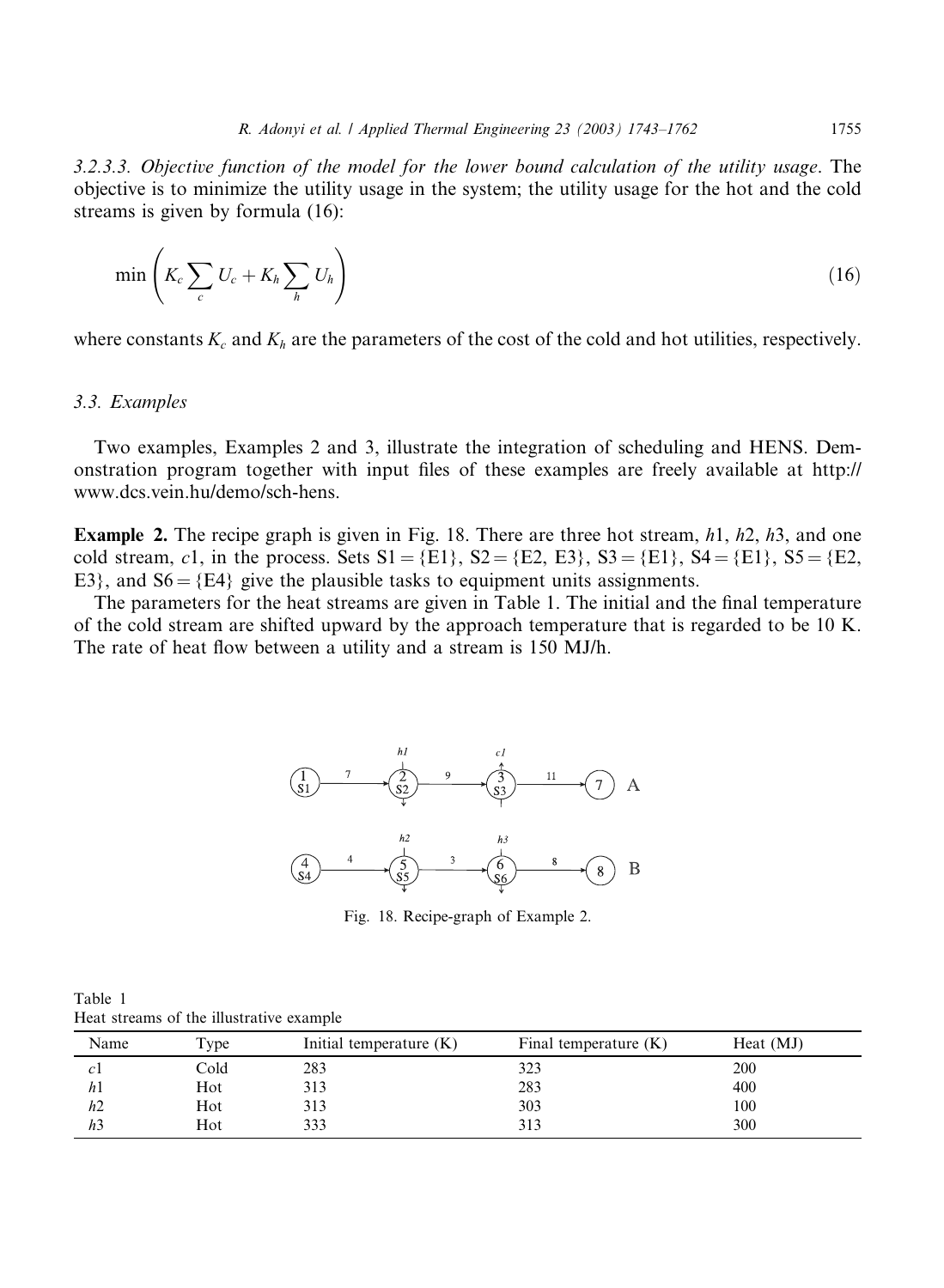*3.2.3.3. Objective function of the model for the lower bound calculation of the utility usage*. The objective is to minimize the utility usage in the system; the utility usage for the hot and the cold streams is given by formula (16):

$$\min\left(K_c \sum_c U_c + K_h \sum_h U_h\right) \tag{16}$$

where constants $K_c$ and $K_h$ are the parameters of the cost of the cold and hot utilities, respectively.

### 3.3. Examples

Two examples, Examples 2 and 3, illustrate the integration of scheduling and HENS. Demonstration program together with input files of these examples are freely available at http://www.dcs.vein.hu/demo/sch-hens.

**Example 2.** The recipe graph is given in Fig. 18. There are three hot stream, $h1$, $h2$, $h3$, and one cold stream, $c1$, in the process. Sets S1 = {E1}, S2 = {E2, E3}, S3 = {E1}, S4 = {E1}, S5 = {E2, E3}, and S6 = {E4} give the plausible tasks to equipment units assignments.

The parameters for the heat streams are given in Table 1. The initial and the final temperature of the cold stream are shifted upward by the approach temperature that is regarded to be 10 K. The rate of heat flow between a utility and a stream is 150 MJ/h.

Fig. 18. Recipe-graph of Example 2.

Table 1
Heat streams of the illustrative example

| Name | Type | Initial temperature (K) | Final temperature (K) | Heat (MJ) |
|---|---|---|---|---|
| $c1$ | Cold | 283 | 323 | 200 |
| $h1$ | Hot | 313 | 283 | 400 |
| $h2$ | Hot | 313 | 303 | 100 |
| $h3$ | Hot | 333 | 313 | 300 |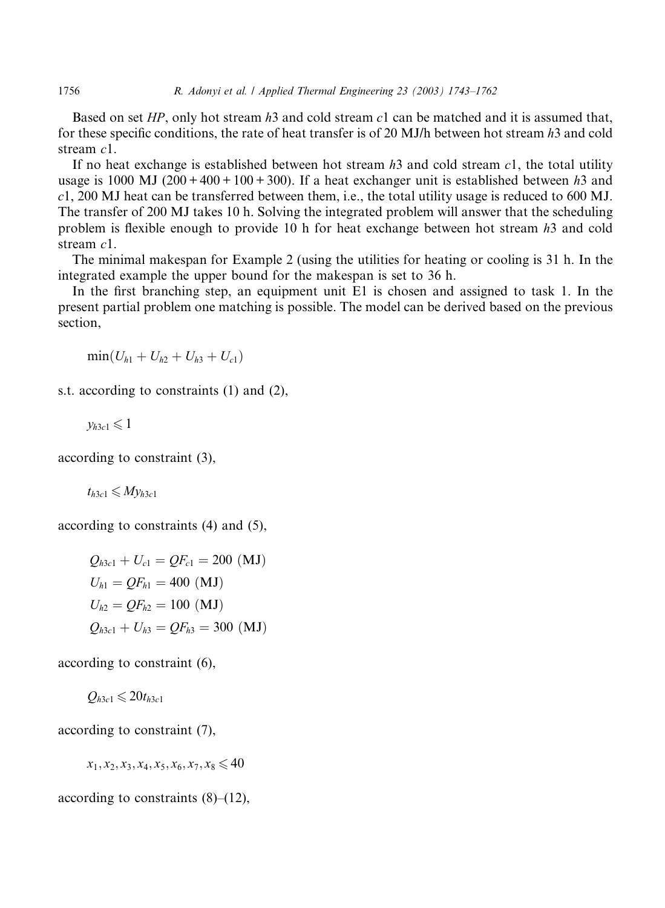Based on set *HP*, only hot stream $h3$ and cold stream $c1$ can be matched and it is assumed that, for these specific conditions, the rate of heat transfer is of 20 MJ/h between hot stream $h3$ and cold stream $c1$.

If no heat exchange is established between hot stream $h3$ and cold stream $c1$, the total utility usage is 1000 MJ (200 + 400 + 100 + 300). If a heat exchanger unit is established between $h3$ and $c1$, 200 MJ heat can be transferred between them, i.e., the total utility usage is reduced to 600 MJ. The transfer of 200 MJ takes 10 h. Solving the integrated problem will answer that the scheduling problem is flexible enough to provide 10 h for heat exchange between hot stream $h3$ and cold stream $c1$.

The minimal makespan for Example 2 (using the utilities for heating or cooling is 31 h. In the integrated example the upper bound for the makespan is set to 36 h.

In the first branching step, an equipment unit E1 is chosen and assigned to task 1. In the present partial problem one matching is possible. The model can be derived based on the previous section,

$$\min(U_{h1} + U_{h2} + U_{h3} + U_{c1})$$

s.t. according to constraints (1) and (2),

$$y_{h3c1} \leqslant 1$$

according to constraint (3),

$$t_{h3c1} \leqslant My_{h3c1}$$

according to constraints (4) and (5),

$$Q_{h3c1} + U_{c1} = QF_{c1} = 200 \text{ (MJ)}$$

$$U_{h1} = QF_{h1} = 400 \text{ (MJ)}$$

$$U_{h2} = QF_{h2} = 100 \text{ (MJ)}$$

$$Q_{h3c1} + U_{h3} = QF_{h3} = 300 \text{ (MJ)}$$

according to constraint (6),

$$Q_{h3c1} \leqslant 20t_{h3c1}$$

according to constraint (7),

$$x_1, x_2, x_3, x_4, x_5, x_6, x_7, x_8 \leqslant 40$$

according to constraints (8)–(12),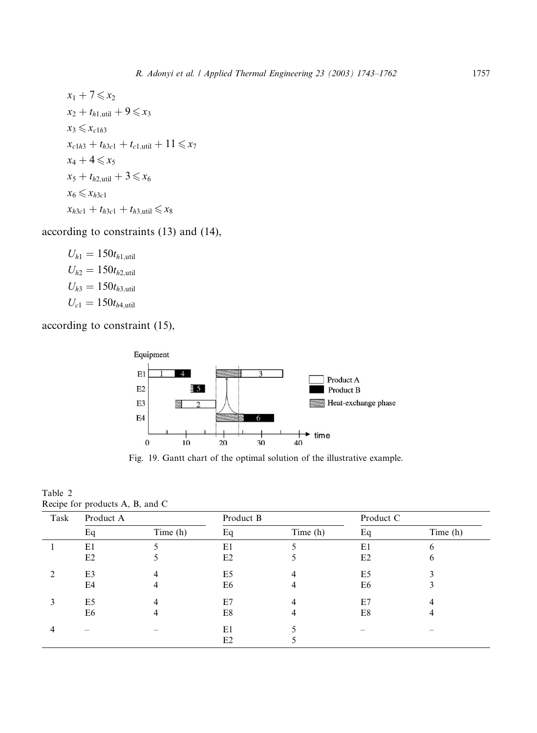$$x_1 + 7 \leqslant x_2$$
$$x_2 + t_{h1,\text{util}} + 9 \leqslant x_3$$
$$x_3 \leqslant x_{c1h3}$$
$$x_{c1h3} + t_{h3c1} + t_{c1,\text{util}} + 11 \leqslant x_7$$
$$x_4 + 4 \leqslant x_5$$
$$x_5 + t_{h2,\text{util}} + 3 \leqslant x_6$$
$$x_6 \leqslant x_{h3c1}$$
$$x_{h3c1} + t_{h3c1} + t_{h3,\text{util}} \leqslant x_8$$

according to constraints (13) and (14),

$$U_{h1} = 150 t_{h1,\text{util}}$$
$$U_{h2} = 150 t_{h2,\text{util}}$$
$$U_{h3} = 150 t_{h3,\text{util}}$$
$$U_{c1} = 150 t_{h4,\text{util}}$$

according to constraint (15),

Fig. 19. Gantt chart of the optimal solution of the illustrative example.

Table 2
Recipe for products A, B, and C

| Task | Product A | | Product B | | Product C | |
|---|---|---|---|---|---|---|
| | Eq | Time (h) | Eq | Time (h) | Eq | Time (h) |
| 1 | E1<br>E2 | 5<br>5 | E1<br>E2 | 5<br>5 | E1<br>E2 | 6<br>6 |
| 2 | E3<br>E4 | 4<br>4 | E5<br>E6 | 4<br>4 | E5<br>E6 | 3<br>3 |
| 3 | E5<br>E6 | 4<br>4 | E7<br>E8 | 4<br>4 | E7<br>E8 | 4<br>4 |
| 4 | – | – | E1<br>E2 | 5<br>5 | – | – |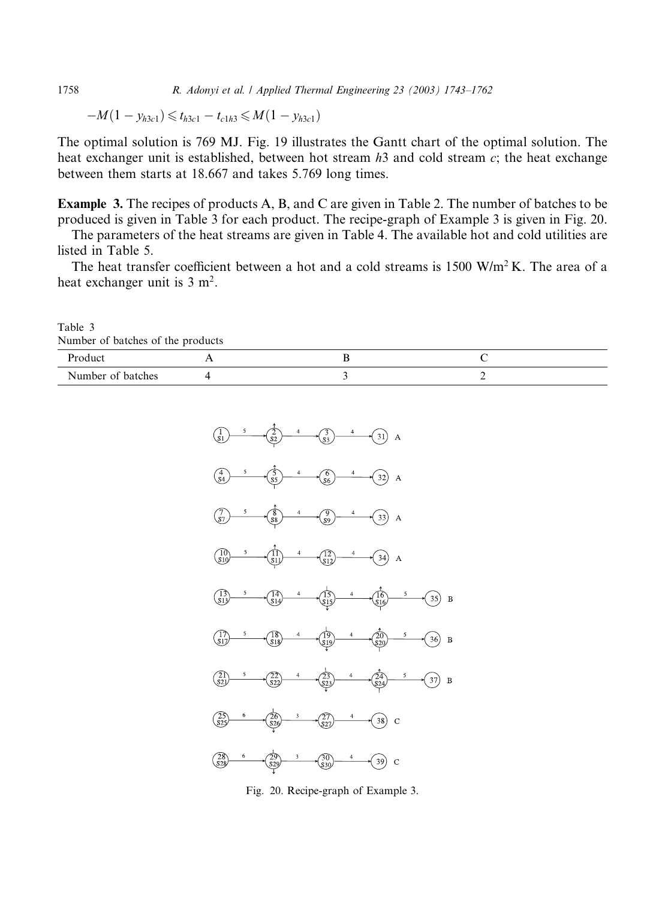$$-M(1 - y_{h3c1}) \leqslant t_{h3c1} - t_{c1h3} \leqslant M(1 - y_{h3c1})$$

The optimal solution is 769 MJ. Fig. 19 illustrates the Gantt chart of the optimal solution. The heat exchanger unit is established, between hot stream $h3$ and cold stream $c$; the heat exchange between them starts at 18.667 and takes 5.769 long times.

**Example 3.** The recipes of products A, B, and C are given in Table 2. The number of batches to be produced is given in Table 3 for each product. The recipe-graph of Example 3 is given in Fig. 20.

The parameters of the heat streams are given in Table 4. The available hot and cold utilities are listed in Table 5.

The heat transfer coefficient between a hot and a cold streams is 1500 W/m$^2$ K. The area of a heat exchanger unit is 3 m$^2$.

Table 3
Number of batches of the products

| Product | A | B | C |
|---|---|---|---|
| Number of batches | 4 | 3 | 2 |

Fig. 20. Recipe-graph of Example 3.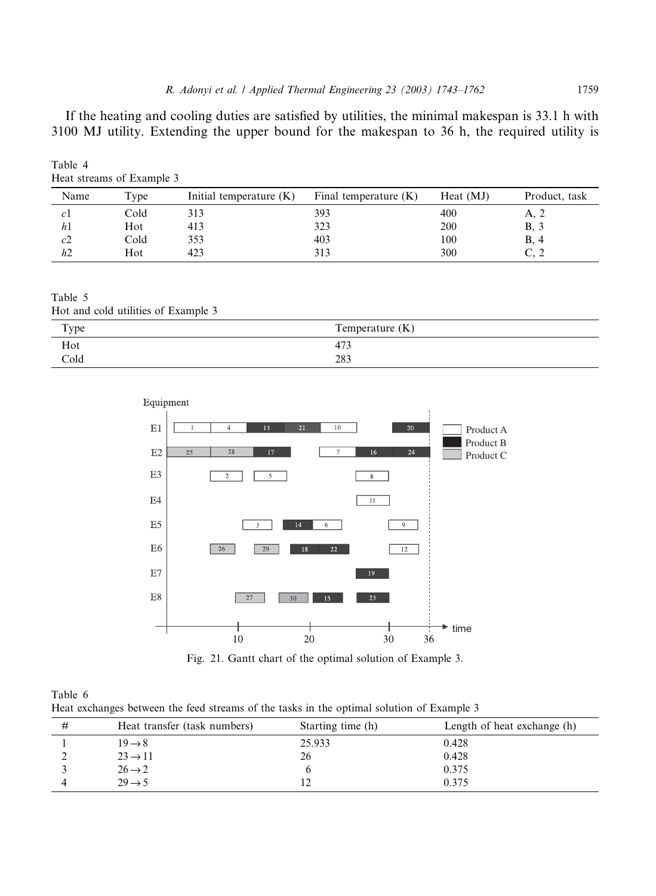If the heating and cooling duties are satisfied by utilities, the minimal makespan is 33.1 h with 3100 MJ utility. Extending the upper bound for the makespan to 36 h, the required utility is

Table 4
Heat streams of Example 3

| Name | Type | Initial temperature (K) | Final temperature (K) | Heat (MJ) | Product, task |
|---|---|---|---|---|---|
| $c1$ | Cold | 313 | 393 | 400 | A, 2 |
| $h1$ | Hot | 413 | 323 | 200 | B, 3 |
| $c2$ | Cold | 353 | 403 | 100 | B, 4 |
| $h2$ | Hot | 423 | 313 | 300 | C, 2 |

Table 5
Hot and cold utilities of Example 3

| Type | Temperature (K) |
|---|---|
| Hot | 473 |
| Cold | 283 |

Fig. 21. Gantt chart of the optimal solution of Example 3.

Table 6
Heat exchanges between the feed streams of the tasks in the optimal solution of Example 3

| # | Heat transfer (task numbers) | Starting time (h) | Length of heat exchange (h) |
|---|---|---|---|
| 1 | $19 \rightarrow 8$ | 25.933 | 0.428 |
| 2 | $23 \rightarrow 11$ | 26 | 0.428 |
| 3 | $26 \rightarrow 2$ | 6 | 0.375 |
| 4 | $29 \rightarrow 5$ | 12 | 0.375 |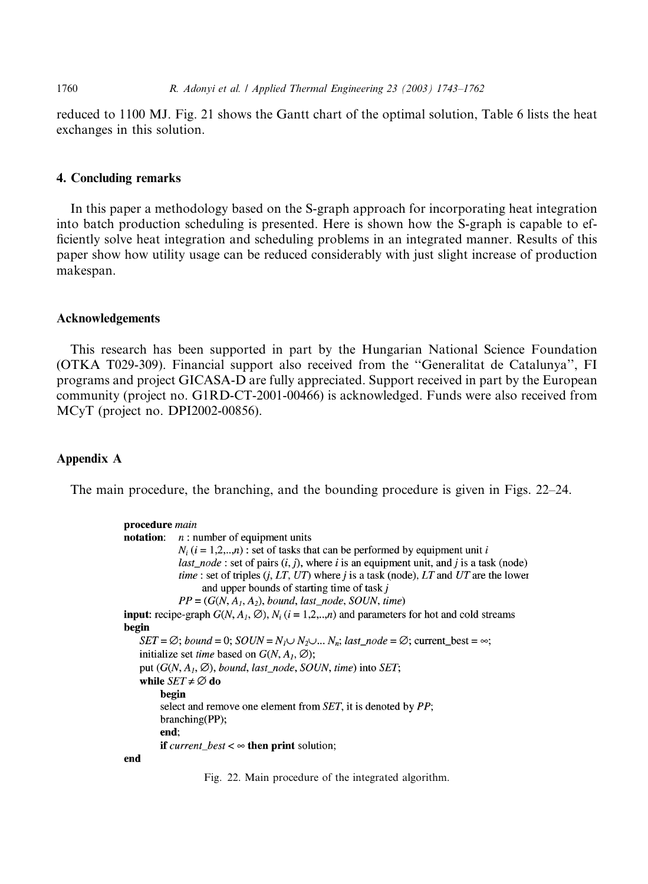reduced to 1100 MJ. Fig. 21 shows the Gantt chart of the optimal solution, Table 6 lists the heat exchanges in this solution.

## 4. Concluding remarks

In this paper a methodology based on the S-graph approach for incorporating heat integration into batch production scheduling is presented. Here is shown how the S-graph is capable to efficiently solve heat integration and scheduling problems in an integrated manner. Results of this paper show how utility usage can be reduced considerably with just slight increase of production makespan.

## Acknowledgements

This research has been supported in part by the Hungarian National Science Foundation (OTKA T029-309). Financial support also received from the "Generalitat de Catalunya", FI programs and project GICASA-D are fully appreciated. Support received in part by the European community (project no. G1RD-CT-2001-00466) is acknowledged. Funds were also received from MCyT (project no. DPI2002-00856).

## Appendix A

The main procedure, the branching, and the bounding procedure is given in Figs. 22–24.

```
procedure main
notation:   n : number of equipment units
            N_i (i = 1,2,..,n) : set of tasks that can be performed by equipment unit i
            last_node : set of pairs (i, j), where i is an equipment unit, and j is a task (node)
            time : set of triples (j, LT, UT) where j is a task (node), LT and UT are the lower
                   and upper bounds of starting time of task j
            PP = (G(N, A_1, A_2), bound, last_node, SOUN, time)
input: recipe-graph G(N, A_1, ∅), N_i (i = 1,2,..,n) and parameters for hot and cold streams
begin
    SET = ∅; bound = 0; SOUN = N_1 ∪ N_2 ∪ ... N_n; last_node = ∅; current_best = ∞;
    initialize set time based on G(N, A_1, ∅);
    put (G(N, A_1, ∅), bound, last_node, SOUN, time) into SET;
    while SET ≠ ∅ do
        begin
        select and remove one element from SET, it is denoted by PP;
        branching(PP);
        end;
        if current_best < ∞ then print solution;
end
```

Fig. 22. Main procedure of the integrated algorithm.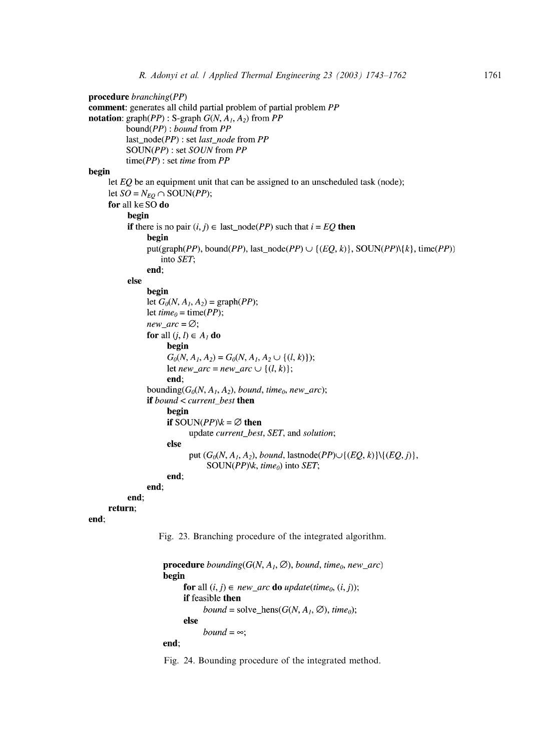```
procedure branching(PP)
comment: generates all child partial problem of partial problem PP
notation: graph(PP) : S-graph G(N, A_1, A_2) from PP
          bound(PP) : bound from PP
          last_node(PP) : set last_node from PP
          SOUN(PP) : set SOUN from PP
          time(PP) : set time from PP
begin
    let EQ be an equipment unit that can be assigned to an unscheduled task (node);
    let SO = N_EQ ∩ SOUN(PP);
    for all k∈ SO do
        begin
        if there is no pair (i, j) ∈ last_node(PP) such that i = EQ then
            begin
            put(graph(PP), bound(PP), last_node(PP) ∪ {(EQ, k)}, SOUN(PP)\{k}, time(PP))
              into SET;
            end;
        else
            begin
            let G_0(N, A_1, A_2) = graph(PP);
            let time_0 = time(PP);
            new_arc = ∅;
            for all (j, l) ∈ A_1 do
                begin
                G_0(N, A_1, A_2) = G_0(N, A_1, A_2 ∪ {(l, k)});
                let new_arc = new_arc ∪ {(l, k)};
                end;
            bounding(G_0(N, A_1, A_2), bound, time_0, new_arc);
            if bound < current_best then
                begin
                if SOUN(PP)\k = ∅ then
                    update current_best, SET, and solution;
                else
                    put (G_0(N, A_1, A_2), bound, lastnode(PP)∪{(EQ, k)}\{(EQ, j)},
                        SOUN(PP)\k, time_0) into SET;
                end;
            end;
        end;
    return;
end;
```

Fig. 23. Branching procedure of the integrated algorithm.

```
procedure bounding(G(N, A_1, ∅), bound, time_0, new_arc)
begin
    for all (i, j) ∈ new_arc do update(time_0, (i, j));
    if feasible then
        bound = solve_hens(G(N, A_1, ∅), time_0);
    else
        bound = ∞;
end;
```

Fig. 24. Bounding procedure of the integrated method.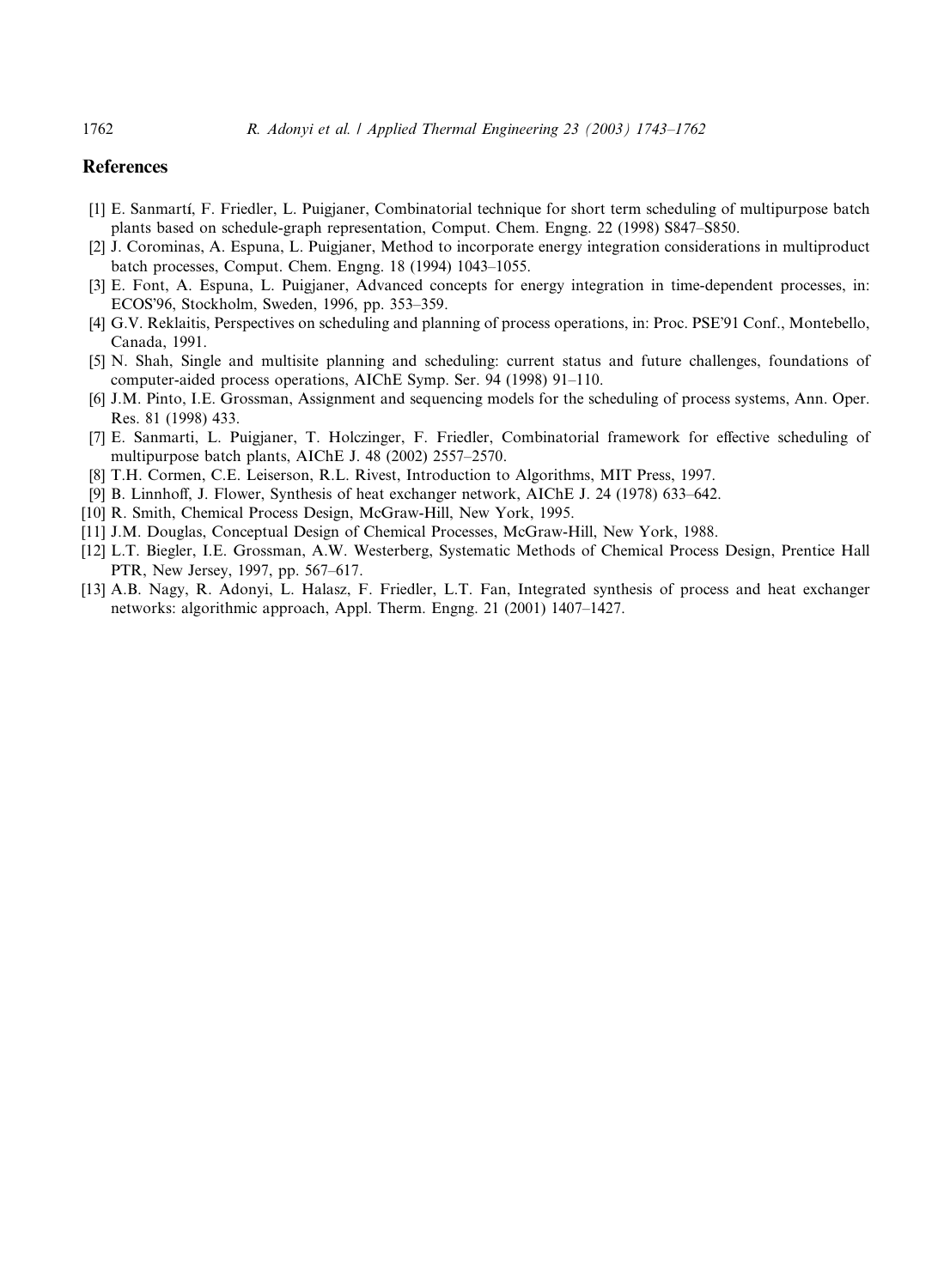## References

[1] E. Sanmartí, F. Friedler, L. Puigjaner, Combinatorial technique for short term scheduling of multipurpose batch plants based on schedule-graph representation, Comput. Chem. Engng. 22 (1998) S847–S850.

[2] J. Corominas, A. Espuna, L. Puigjaner, Method to incorporate energy integration considerations in multiproduct batch processes, Comput. Chem. Engng. 18 (1994) 1043–1055.

[3] E. Font, A. Espuna, L. Puigjaner, Advanced concepts for energy integration in time-dependent processes, in: ECOS'96, Stockholm, Sweden, 1996, pp. 353–359.

[4] G.V. Reklaitis, Perspectives on scheduling and planning of process operations, in: Proc. PSE'91 Conf., Montebello, Canada, 1991.

[5] N. Shah, Single and multisite planning and scheduling: current status and future challenges, foundations of computer-aided process operations, AIChE Symp. Ser. 94 (1998) 91–110.

[6] J.M. Pinto, I.E. Grossman, Assignment and sequencing models for the scheduling of process systems, Ann. Oper. Res. 81 (1998) 433.

[7] E. Sanmarti, L. Puigjaner, T. Holczinger, F. Friedler, Combinatorial framework for effective scheduling of multipurpose batch plants, AIChE J. 48 (2002) 2557–2570.

[8] T.H. Cormen, C.E. Leiserson, R.L. Rivest, Introduction to Algorithms, MIT Press, 1997.

[9] B. Linnhoff, J. Flower, Synthesis of heat exchanger network, AIChE J. 24 (1978) 633–642.

[10] R. Smith, Chemical Process Design, McGraw-Hill, New York, 1995.

[11] J.M. Douglas, Conceptual Design of Chemical Processes, McGraw-Hill, New York, 1988.

[12] L.T. Biegler, I.E. Grossman, A.W. Westerberg, Systematic Methods of Chemical Process Design, Prentice Hall PTR, New Jersey, 1997, pp. 567–617.

[13] A.B. Nagy, R. Adonyi, L. Halasz, F. Friedler, L.T. Fan, Integrated synthesis of process and heat exchanger networks: algorithmic approach, Appl. Therm. Engng. 21 (2001) 1407–1427.